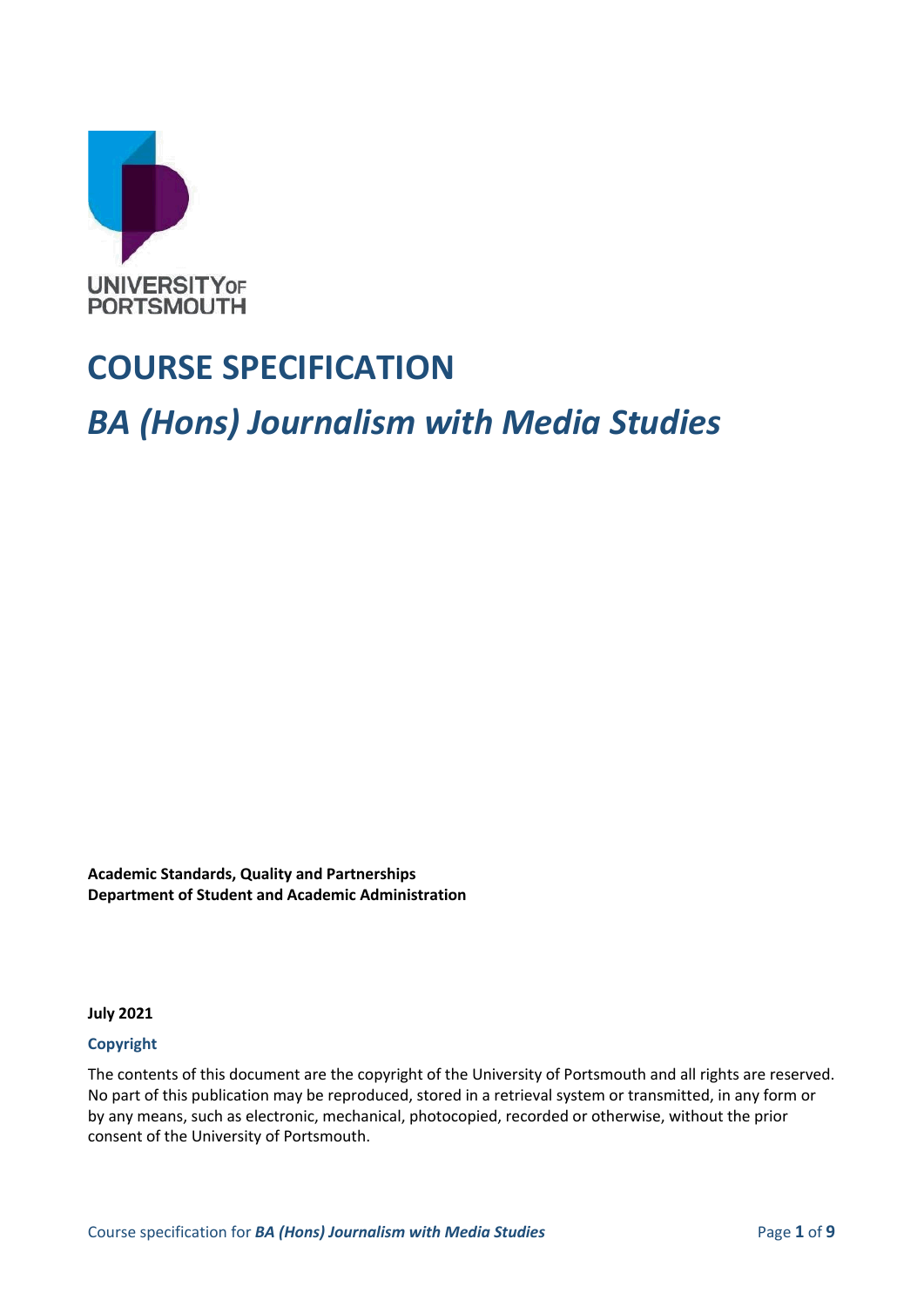UNIVERSITY OF PORTSMOUTH

# COURSE SPECIFICATION

## *BA (Hons) Journalism with Media Studies*

**Academic Standards, Quality and Partnerships**
**Department of Student and Academic Administration**

**July 2021**

**Copyright**

The contents of this document are the copyright of the University of Portsmouth and all rights are reserved. No part of this publication may be reproduced, stored in a retrieval system or transmitted, in any form or by any means, such as electronic, mechanical, photocopied, recorded or otherwise, without the prior consent of the University of Portsmouth.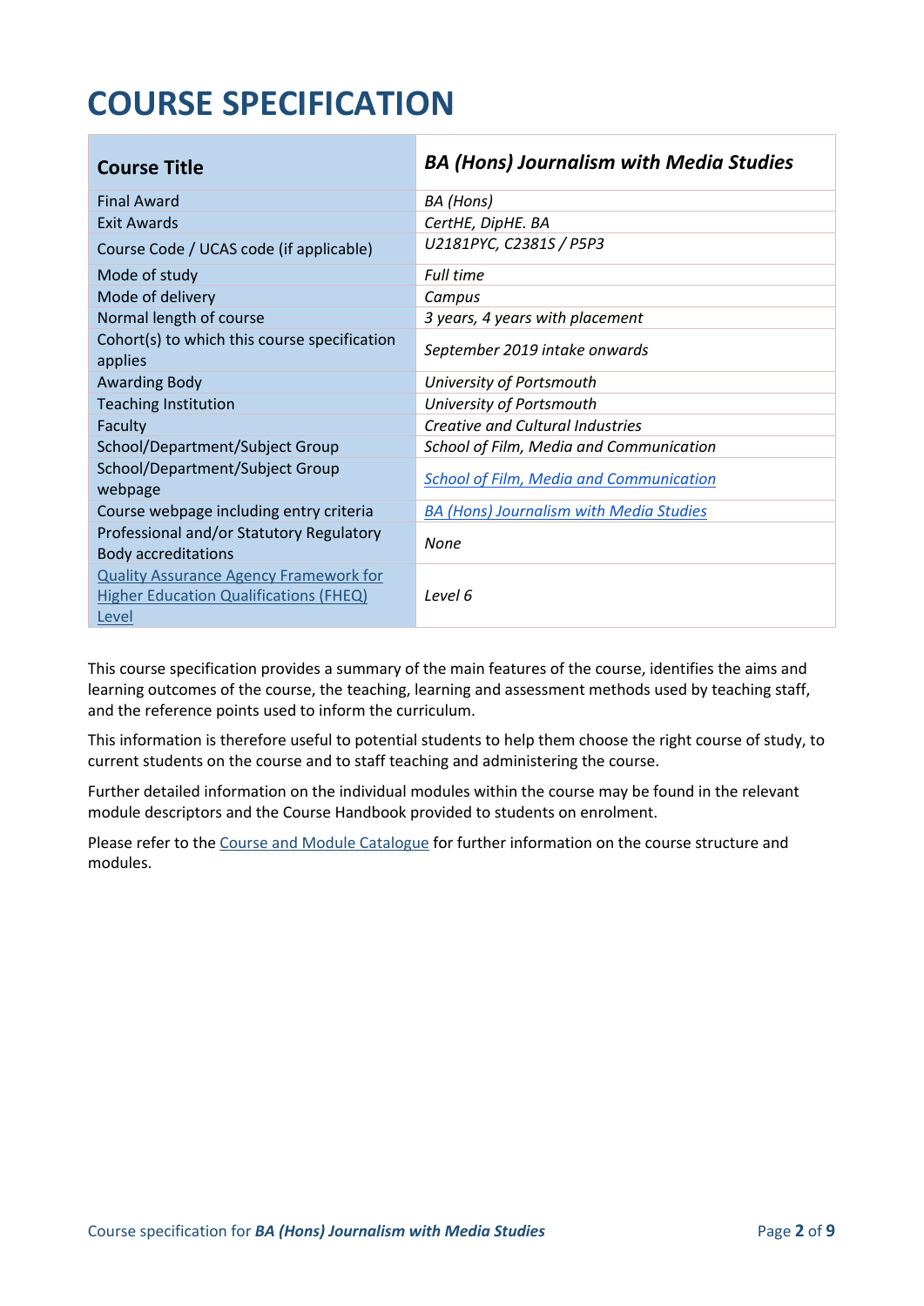# COURSE SPECIFICATION

| Course Title | *BA (Hons) Journalism with Media Studies* |
|---|---|
| Final Award | *BA (Hons)* |
| Exit Awards | *CertHE, DipHE. BA* |
| Course Code / UCAS code (if applicable) | *U2181PYC, C2381S / P5P3* |
| Mode of study | *Full time* |
| Mode of delivery | *Campus* |
| Normal length of course | *3 years, 4 years with placement* |
| Cohort(s) to which this course specification applies | *September 2019 intake onwards* |
| Awarding Body | *University of Portsmouth* |
| Teaching Institution | *University of Portsmouth* |
| Faculty | *Creative and Cultural Industries* |
| School/Department/Subject Group | *School of Film, Media and Communication* |
| School/Department/Subject Group webpage | *School of Film, Media and Communication* |
| Course webpage including entry criteria | *BA (Hons) Journalism with Media Studies* |
| Professional and/or Statutory Regulatory Body accreditations | *None* |
| Quality Assurance Agency Framework for Higher Education Qualifications (FHEQ) Level | *Level 6* |

This course specification provides a summary of the main features of the course, identifies the aims and learning outcomes of the course, the teaching, learning and assessment methods used by teaching staff, and the reference points used to inform the curriculum.

This information is therefore useful to potential students to help them choose the right course of study, to current students on the course and to staff teaching and administering the course.

Further detailed information on the individual modules within the course may be found in the relevant module descriptors and the Course Handbook provided to students on enrolment.

Please refer to the Course and Module Catalogue for further information on the course structure and modules.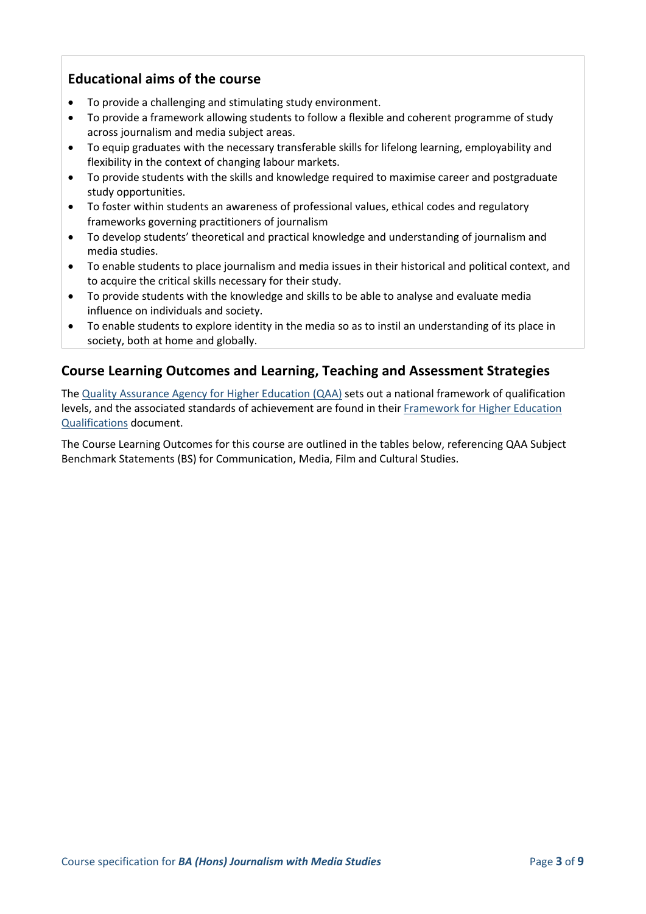## Educational aims of the course

- To provide a challenging and stimulating study environment.
- To provide a framework allowing students to follow a flexible and coherent programme of study across journalism and media subject areas.
- To equip graduates with the necessary transferable skills for lifelong learning, employability and flexibility in the context of changing labour markets.
- To provide students with the skills and knowledge required to maximise career and postgraduate study opportunities.
- To foster within students an awareness of professional values, ethical codes and regulatory frameworks governing practitioners of journalism
- To develop students' theoretical and practical knowledge and understanding of journalism and media studies.
- To enable students to place journalism and media issues in their historical and political context, and to acquire the critical skills necessary for their study.
- To provide students with the knowledge and skills to be able to analyse and evaluate media influence on individuals and society.
- To enable students to explore identity in the media so as to instil an understanding of its place in society, both at home and globally.

## Course Learning Outcomes and Learning, Teaching and Assessment Strategies

The Quality Assurance Agency for Higher Education (QAA) sets out a national framework of qualification levels, and the associated standards of achievement are found in their Framework for Higher Education Qualifications document.

The Course Learning Outcomes for this course are outlined in the tables below, referencing QAA Subject Benchmark Statements (BS) for Communication, Media, Film and Cultural Studies.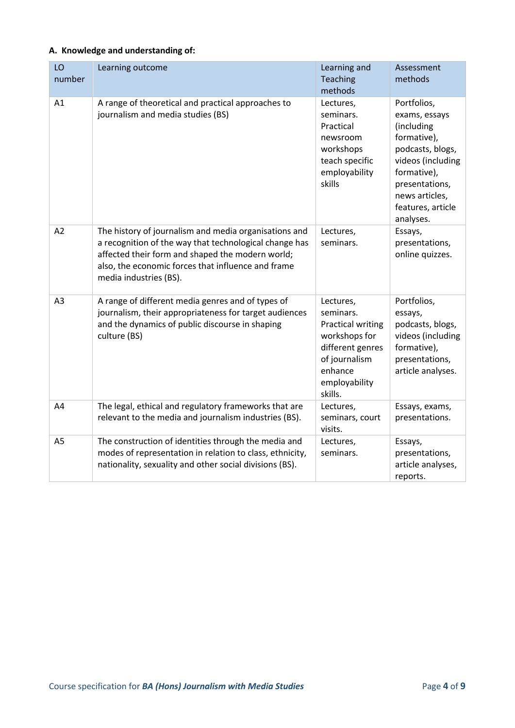### A. Knowledge and understanding of:

| LO number | Learning outcome | Learning and Teaching methods | Assessment methods |
|---|---|---|---|
| A1 | A range of theoretical and practical approaches to journalism and media studies (BS) | Lectures, seminars. Practical newsroom workshops teach specific employability skills | Portfolios, exams, essays (including formative), podcasts, blogs, videos (including formative), presentations, news articles, features, article analyses. |
| A2 | The history of journalism and media organisations and a recognition of the way that technological change has affected their form and shaped the modern world; also, the economic forces that influence and frame media industries (BS). | Lectures, seminars. | Essays, presentations, online quizzes. |
| A3 | A range of different media genres and of types of journalism, their appropriateness for target audiences and the dynamics of public discourse in shaping culture (BS) | Lectures, seminars. Practical writing workshops for different genres of journalism enhance employability skills. | Portfolios, essays, podcasts, blogs, videos (including formative), presentations, article analyses. |
| A4 | The legal, ethical and regulatory frameworks that are relevant to the media and journalism industries (BS). | Lectures, seminars, court visits. | Essays, exams, presentations. |
| A5 | The construction of identities through the media and modes of representation in relation to class, ethnicity, nationality, sexuality and other social divisions (BS). | Lectures, seminars. | Essays, presentations, article analyses, reports. |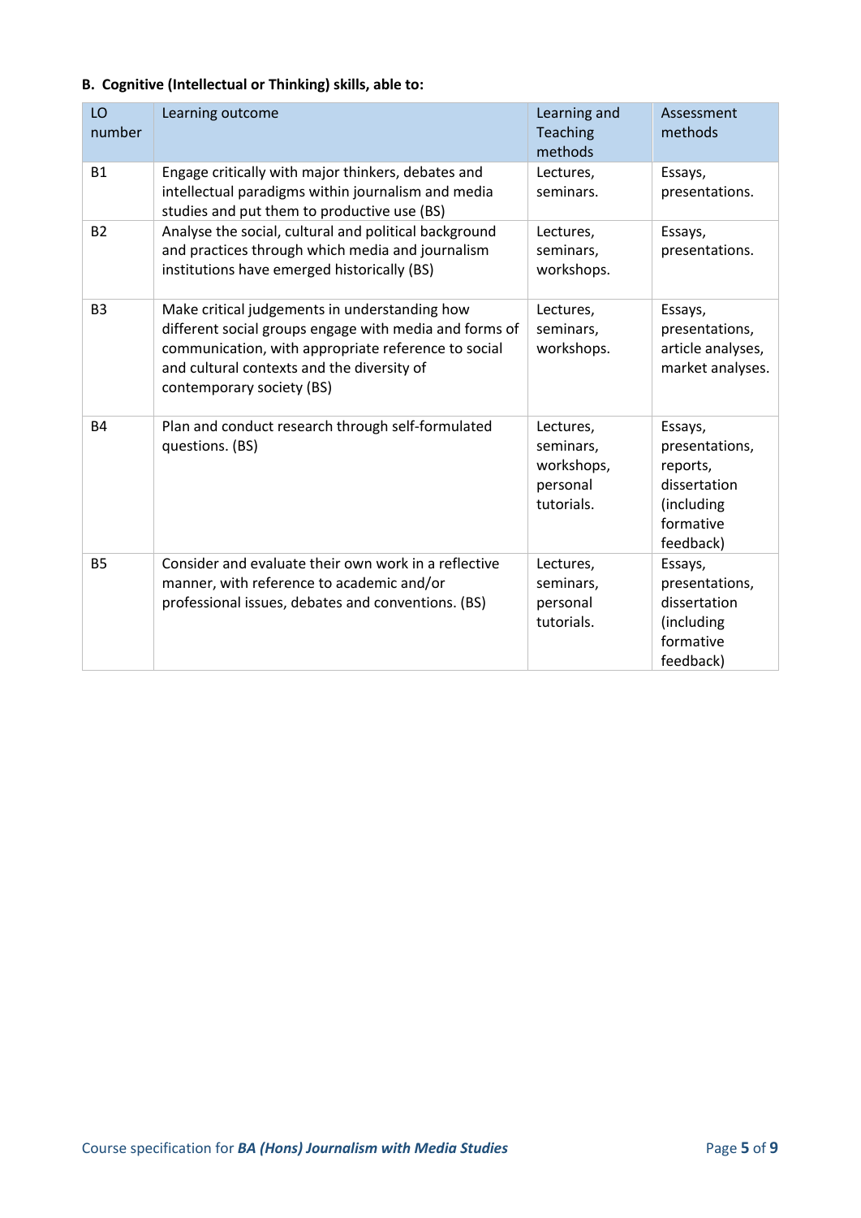**B. Cognitive (Intellectual or Thinking) skills, able to:**

| LO number | Learning outcome | Learning and Teaching methods | Assessment methods |
|---|---|---|---|
| B1 | Engage critically with major thinkers, debates and intellectual paradigms within journalism and media studies and put them to productive use (BS) | Lectures, seminars. | Essays, presentations. |
| B2 | Analyse the social, cultural and political background and practices through which media and journalism institutions have emerged historically (BS) | Lectures, seminars, workshops. | Essays, presentations. |
| B3 | Make critical judgements in understanding how different social groups engage with media and forms of communication, with appropriate reference to social and cultural contexts and the diversity of contemporary society (BS) | Lectures, seminars, workshops. | Essays, presentations, article analyses, market analyses. |
| B4 | Plan and conduct research through self-formulated questions. (BS) | Lectures, seminars, workshops, personal tutorials. | Essays, presentations, reports, dissertation (including formative feedback) |
| B5 | Consider and evaluate their own work in a reflective manner, with reference to academic and/or professional issues, debates and conventions. (BS) | Lectures, seminars, personal tutorials. | Essays, presentations, dissertation (including formative feedback) |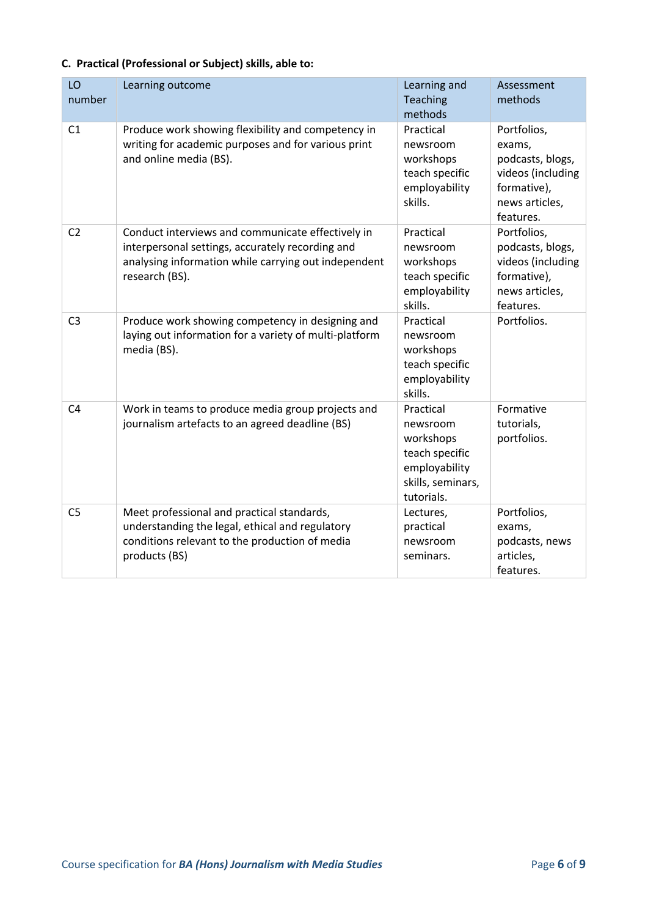**C. Practical (Professional or Subject) skills, able to:**

| LO number | Learning outcome | Learning and Teaching methods | Assessment methods |
| --- | --- | --- | --- |
| C1 | Produce work showing flexibility and competency in writing for academic purposes and for various print and online media (BS). | Practical newsroom workshops teach specific employability skills. | Portfolios, exams, podcasts, blogs, videos (including formative), news articles, features. |
| C2 | Conduct interviews and communicate effectively in interpersonal settings, accurately recording and analysing information while carrying out independent research (BS). | Practical newsroom workshops teach specific employability skills. | Portfolios, podcasts, blogs, videos (including formative), news articles, features. |
| C3 | Produce work showing competency in designing and laying out information for a variety of multi-platform media (BS). | Practical newsroom workshops teach specific employability skills. | Portfolios. |
| C4 | Work in teams to produce media group projects and journalism artefacts to an agreed deadline (BS) | Practical newsroom workshops teach specific employability skills, seminars, tutorials. | Formative tutorials, portfolios. |
| C5 | Meet professional and practical standards, understanding the legal, ethical and regulatory conditions relevant to the production of media products (BS) | Lectures, practical newsroom seminars. | Portfolios, exams, podcasts, news articles, features. |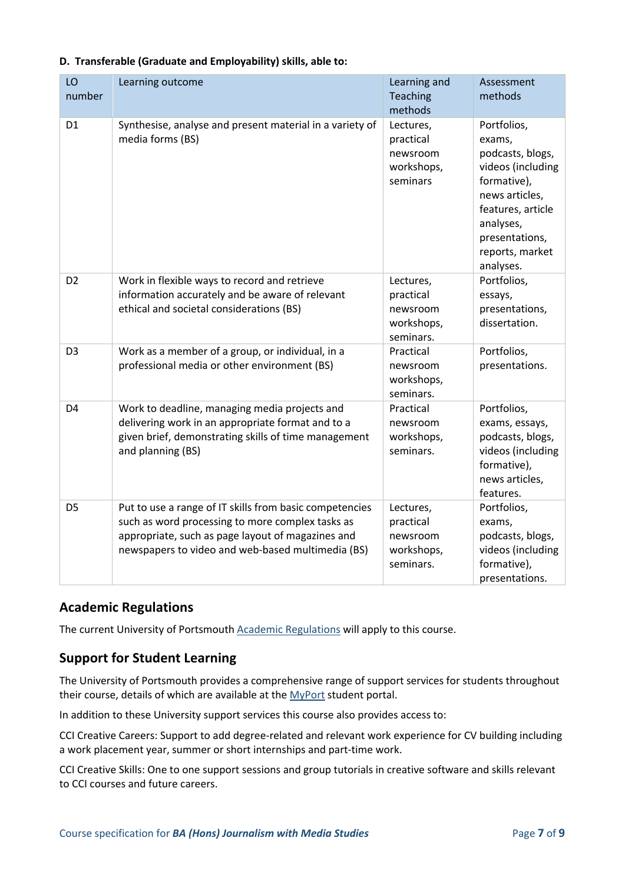**D. Transferable (Graduate and Employability) skills, able to:**

| LO number | Learning outcome | Learning and Teaching methods | Assessment methods |
|---|---|---|---|
| D1 | Synthesise, analyse and present material in a variety of media forms (BS) | Lectures, practical newsroom workshops, seminars | Portfolios, exams, podcasts, blogs, videos (including formative), news articles, features, article analyses, presentations, reports, market analyses. |
| D2 | Work in flexible ways to record and retrieve information accurately and be aware of relevant ethical and societal considerations (BS) | Lectures, practical newsroom workshops, seminars. | Portfolios, essays, presentations, dissertation. |
| D3 | Work as a member of a group, or individual, in a professional media or other environment (BS) | Practical newsroom workshops, seminars. | Portfolios, presentations. |
| D4 | Work to deadline, managing media projects and delivering work in an appropriate format and to a given brief, demonstrating skills of time management and planning (BS) | Practical newsroom workshops, seminars. | Portfolios, exams, essays, podcasts, blogs, videos (including formative), news articles, features. |
| D5 | Put to use a range of IT skills from basic competencies such as word processing to more complex tasks as appropriate, such as page layout of magazines and newspapers to video and web-based multimedia (BS) | Lectures, practical newsroom workshops, seminars. | Portfolios, exams, podcasts, blogs, videos (including formative), presentations. |

## Academic Regulations

The current University of Portsmouth Academic Regulations will apply to this course.

## Support for Student Learning

The University of Portsmouth provides a comprehensive range of support services for students throughout their course, details of which are available at the MyPort student portal.

In addition to these University support services this course also provides access to:

CCI Creative Careers: Support to add degree-related and relevant work experience for CV building including a work placement year, summer or short internships and part-time work.

CCI Creative Skills: One to one support sessions and group tutorials in creative software and skills relevant to CCI courses and future careers.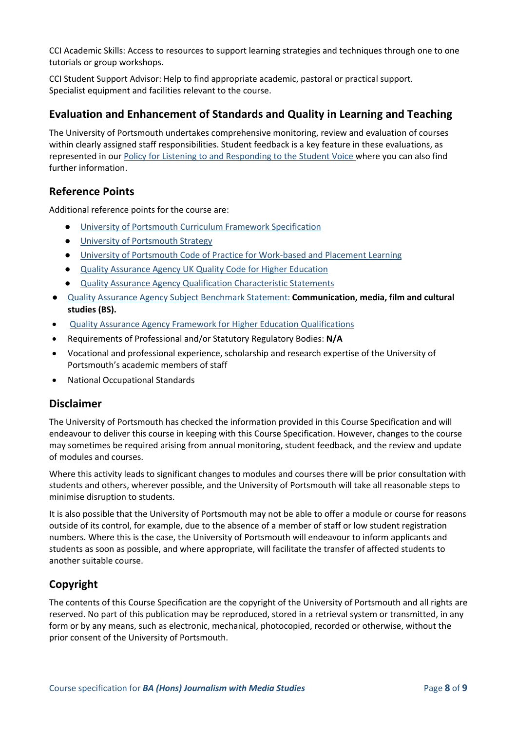CCI Academic Skills: Access to resources to support learning strategies and techniques through one to one tutorials or group workshops.

CCI Student Support Advisor: Help to find appropriate academic, pastoral or practical support. Specialist equipment and facilities relevant to the course.

## Evaluation and Enhancement of Standards and Quality in Learning and Teaching

The University of Portsmouth undertakes comprehensive monitoring, review and evaluation of courses within clearly assigned staff responsibilities. Student feedback is a key feature in these evaluations, as represented in our Policy for Listening to and Responding to the Student Voice where you can also find further information.

## Reference Points

Additional reference points for the course are:

- University of Portsmouth Curriculum Framework Specification
- University of Portsmouth Strategy
- University of Portsmouth Code of Practice for Work-based and Placement Learning
- Quality Assurance Agency UK Quality Code for Higher Education
- Quality Assurance Agency Qualification Characteristic Statements
- Quality Assurance Agency Subject Benchmark Statement: **Communication, media, film and cultural studies (BS).**
- Quality Assurance Agency Framework for Higher Education Qualifications
- Requirements of Professional and/or Statutory Regulatory Bodies: **N/A**
- Vocational and professional experience, scholarship and research expertise of the University of Portsmouth's academic members of staff
- National Occupational Standards

## Disclaimer

The University of Portsmouth has checked the information provided in this Course Specification and will endeavour to deliver this course in keeping with this Course Specification. However, changes to the course may sometimes be required arising from annual monitoring, student feedback, and the review and update of modules and courses.

Where this activity leads to significant changes to modules and courses there will be prior consultation with students and others, wherever possible, and the University of Portsmouth will take all reasonable steps to minimise disruption to students.

It is also possible that the University of Portsmouth may not be able to offer a module or course for reasons outside of its control, for example, due to the absence of a member of staff or low student registration numbers. Where this is the case, the University of Portsmouth will endeavour to inform applicants and students as soon as possible, and where appropriate, will facilitate the transfer of affected students to another suitable course.

## Copyright

The contents of this Course Specification are the copyright of the University of Portsmouth and all rights are reserved. No part of this publication may be reproduced, stored in a retrieval system or transmitted, in any form or by any means, such as electronic, mechanical, photocopied, recorded or otherwise, without the prior consent of the University of Portsmouth.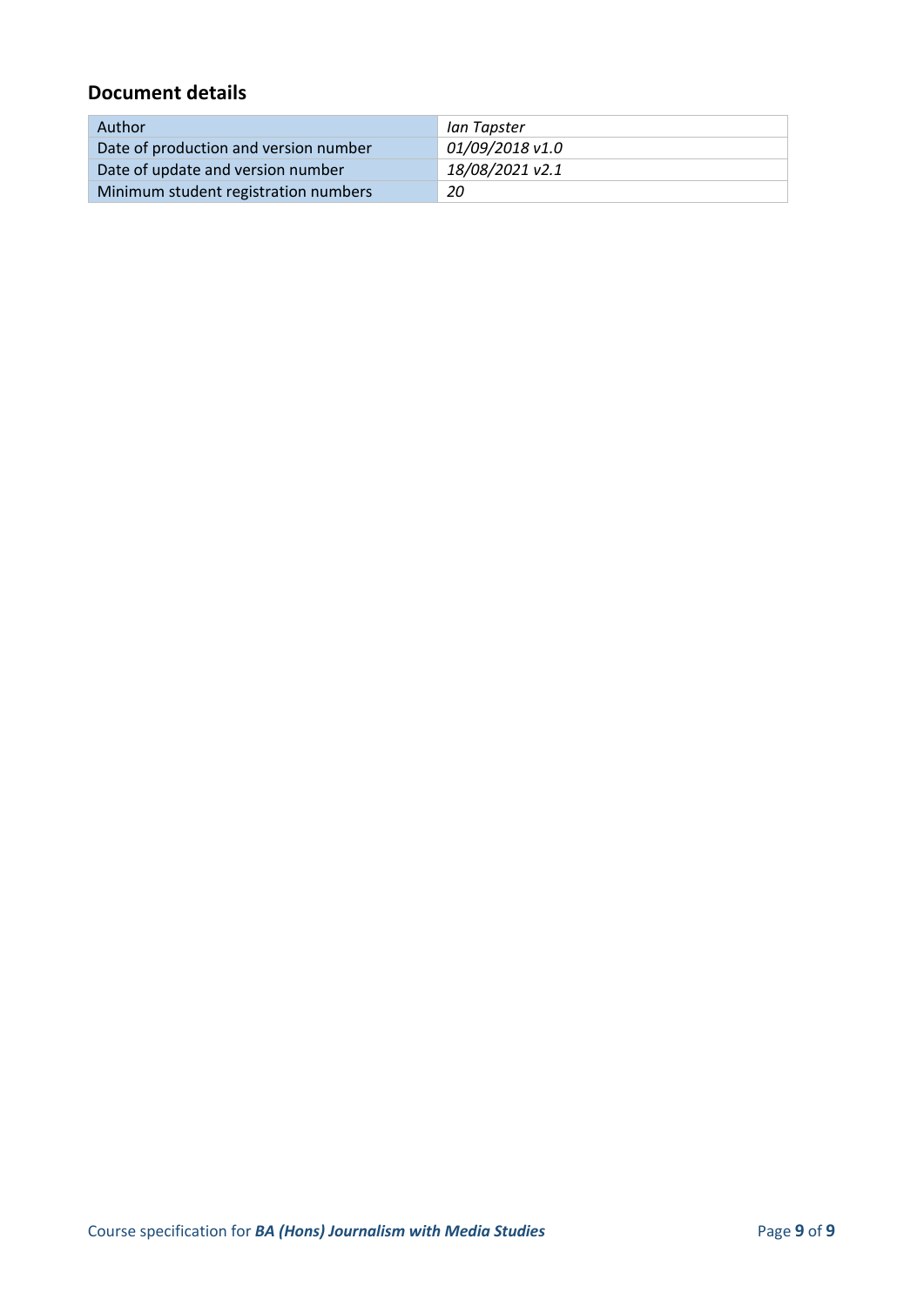## Document details

| | |
|---|---|
| Author | *Ian Tapster* |
| Date of production and version number | *01/09/2018 v1.0* |
| Date of update and version number | *18/08/2021 v2.1* |
| Minimum student registration numbers | *20* |